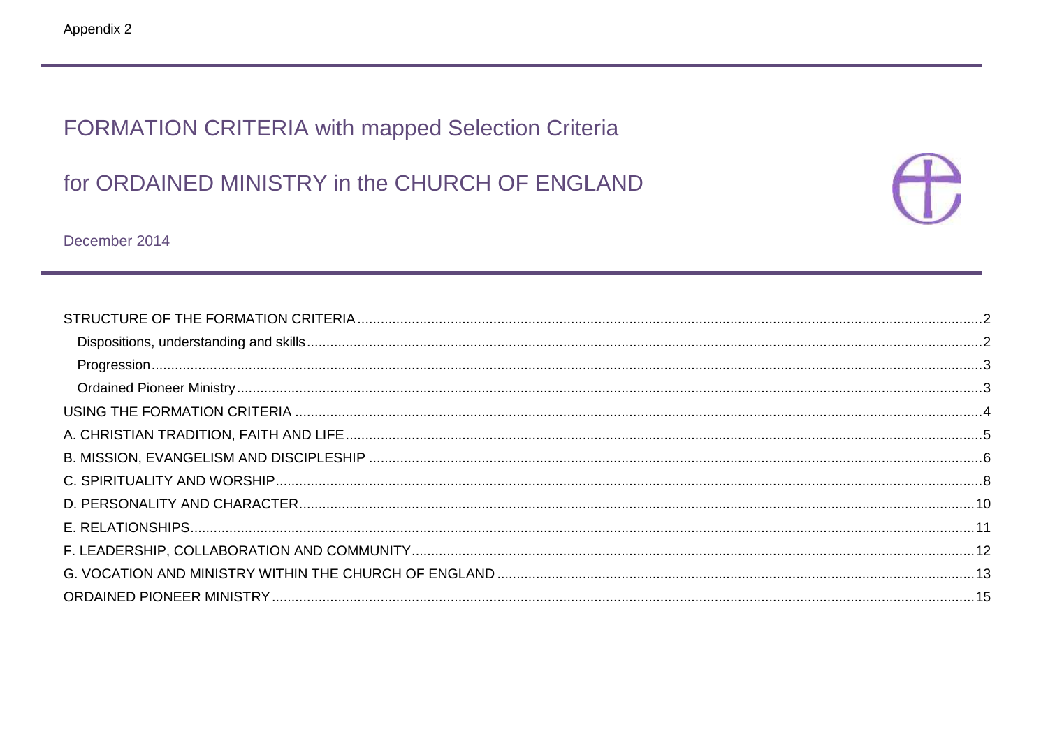Appendix 2

# FORMATION CRITERIA with mapped Selection Criteria

# for ORDAINED MINISTRY in the CHURCH OF ENGLAND

December 2014

- STRUCTURE OF THE FORMATION CRITERIA ........ 2
  - Dispositions, understanding and skills ........ 2
  - Progression ........ 3
  - Ordained Pioneer Ministry ........ 3
- USING THE FORMATION CRITERIA ........ 4
- A. CHRISTIAN TRADITION, FAITH AND LIFE ........ 5
- B. MISSION, EVANGELISM AND DISCIPLESHIP ........ 6
- C. SPIRITUALITY AND WORSHIP ........ 8
- D. PERSONALITY AND CHARACTER ........ 10
- E. RELATIONSHIPS ........ 11
- F. LEADERSHIP, COLLABORATION AND COMMUNITY ........ 12
- G. VOCATION AND MINISTRY WITHIN THE CHURCH OF ENGLAND ........ 13
- ORDAINED PIONEER MINISTRY ........ 15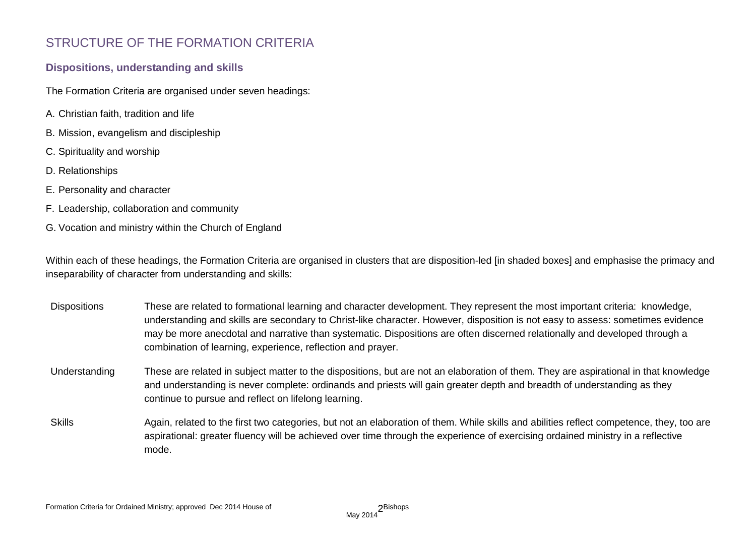# STRUCTURE OF THE FORMATION CRITERIA

## Dispositions, understanding and skills

The Formation Criteria are organised under seven headings:

A. Christian faith, tradition and life

B. Mission, evangelism and discipleship

C. Spirituality and worship

D. Relationships

E. Personality and character

F. Leadership, collaboration and community

G. Vocation and ministry within the Church of England

Within each of these headings, the Formation Criteria are organised in clusters that are disposition-led [in shaded boxes] and emphasise the primacy and inseparability of character from understanding and skills:

| | |
|---|---|
| Dispositions | These are related to formational learning and character development. They represent the most important criteria: knowledge, understanding and skills are secondary to Christ-like character. However, disposition is not easy to assess: sometimes evidence may be more anecdotal and narrative than systematic. Dispositions are often discerned relationally and developed through a combination of learning, experience, reflection and prayer. |
| Understanding | These are related in subject matter to the dispositions, but are not an elaboration of them. They are aspirational in that knowledge and understanding is never complete: ordinands and priests will gain greater depth and breadth of understanding as they continue to pursue and reflect on lifelong learning. |
| Skills | Again, related to the first two categories, but not an elaboration of them. While skills and abilities reflect competence, they, too are aspirational: greater fluency will be achieved over time through the experience of exercising ordained ministry in a reflective mode. |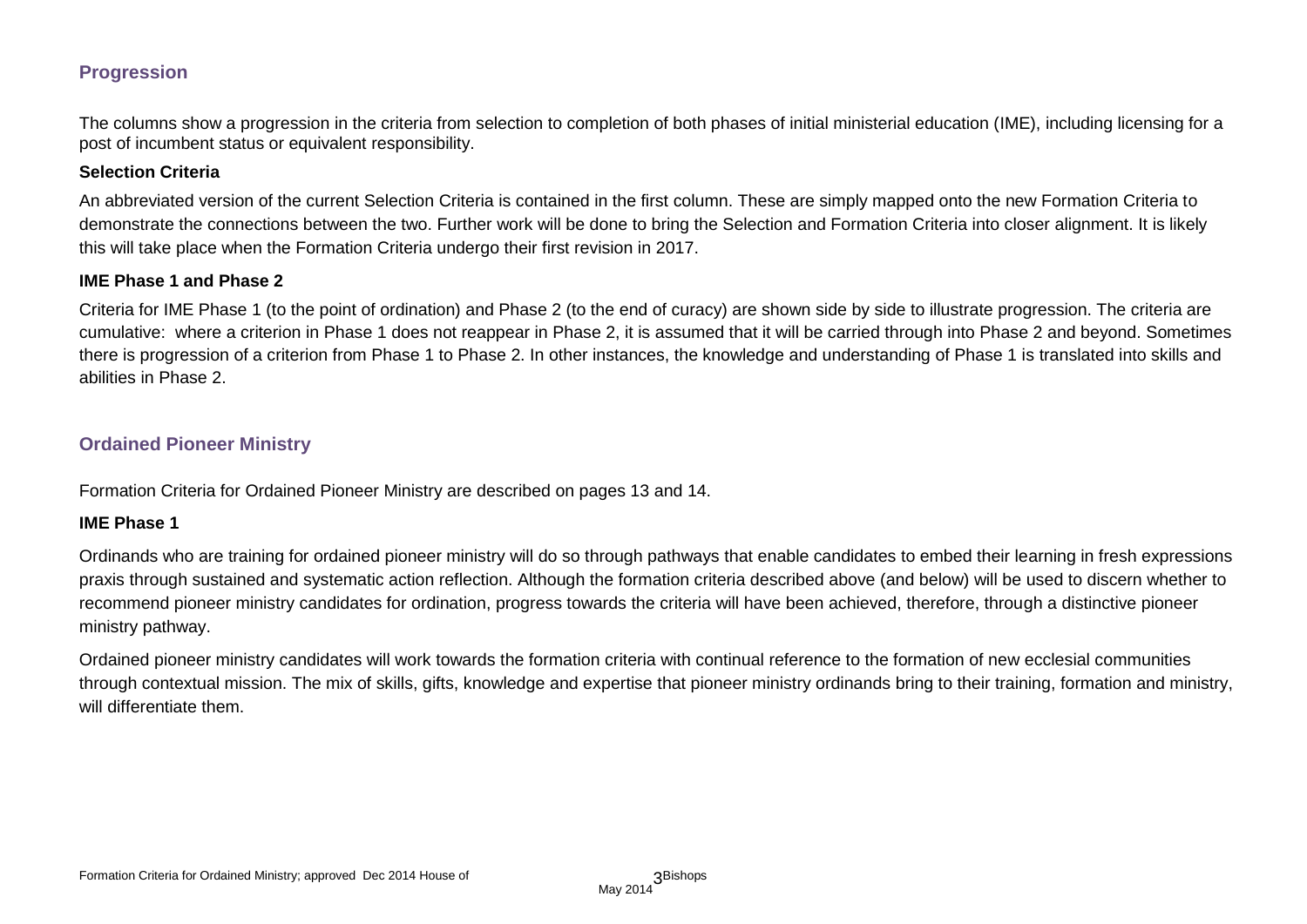## Progression

The columns show a progression in the criteria from selection to completion of both phases of initial ministerial education (IME), including licensing for a post of incumbent status or equivalent responsibility.

### Selection Criteria

An abbreviated version of the current Selection Criteria is contained in the first column. These are simply mapped onto the new Formation Criteria to demonstrate the connections between the two. Further work will be done to bring the Selection and Formation Criteria into closer alignment. It is likely this will take place when the Formation Criteria undergo their first revision in 2017.

### IME Phase 1 and Phase 2

Criteria for IME Phase 1 (to the point of ordination) and Phase 2 (to the end of curacy) are shown side by side to illustrate progression. The criteria are cumulative: where a criterion in Phase 1 does not reappear in Phase 2, it is assumed that it will be carried through into Phase 2 and beyond. Sometimes there is progression of a criterion from Phase 1 to Phase 2. In other instances, the knowledge and understanding of Phase 1 is translated into skills and abilities in Phase 2.

## Ordained Pioneer Ministry

Formation Criteria for Ordained Pioneer Ministry are described on pages 13 and 14.

### IME Phase 1

Ordinands who are training for ordained pioneer ministry will do so through pathways that enable candidates to embed their learning in fresh expressions praxis through sustained and systematic action reflection. Although the formation criteria described above (and below) will be used to discern whether to recommend pioneer ministry candidates for ordination, progress towards the criteria will have been achieved, therefore, through a distinctive pioneer ministry pathway.

Ordained pioneer ministry candidates will work towards the formation criteria with continual reference to the formation of new ecclesial communities through contextual mission. The mix of skills, gifts, knowledge and expertise that pioneer ministry ordinands bring to their training, formation and ministry, will differentiate them.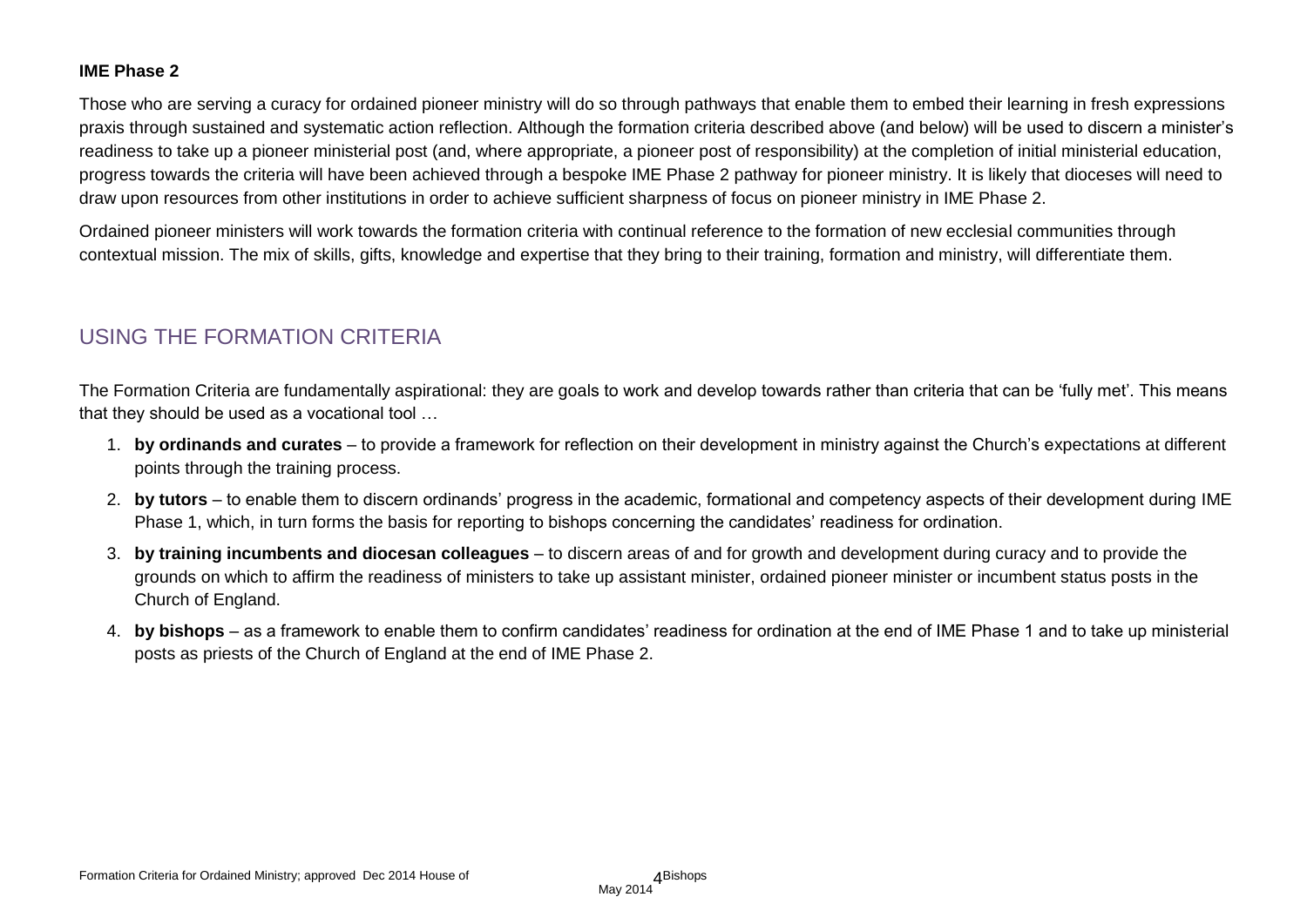**IME Phase 2**

Those who are serving a curacy for ordained pioneer ministry will do so through pathways that enable them to embed their learning in fresh expressions praxis through sustained and systematic action reflection. Although the formation criteria described above (and below) will be used to discern a minister's readiness to take up a pioneer ministerial post (and, where appropriate, a pioneer post of responsibility) at the completion of initial ministerial education, progress towards the criteria will have been achieved through a bespoke IME Phase 2 pathway for pioneer ministry. It is likely that dioceses will need to draw upon resources from other institutions in order to achieve sufficient sharpness of focus on pioneer ministry in IME Phase 2.

Ordained pioneer ministers will work towards the formation criteria with continual reference to the formation of new ecclesial communities through contextual mission. The mix of skills, gifts, knowledge and expertise that they bring to their training, formation and ministry, will differentiate them.

## USING THE FORMATION CRITERIA

The Formation Criteria are fundamentally aspirational: they are goals to work and develop towards rather than criteria that can be 'fully met'. This means that they should be used as a vocational tool …

1. **by ordinands and curates** – to provide a framework for reflection on their development in ministry against the Church's expectations at different points through the training process.
2. **by tutors** – to enable them to discern ordinands' progress in the academic, formational and competency aspects of their development during IME Phase 1, which, in turn forms the basis for reporting to bishops concerning the candidates' readiness for ordination.
3. **by training incumbents and diocesan colleagues** – to discern areas of and for growth and development during curacy and to provide the grounds on which to affirm the readiness of ministers to take up assistant minister, ordained pioneer minister or incumbent status posts in the Church of England.
4. **by bishops** – as a framework to enable them to confirm candidates' readiness for ordination at the end of IME Phase 1 and to take up ministerial posts as priests of the Church of England at the end of IME Phase 2.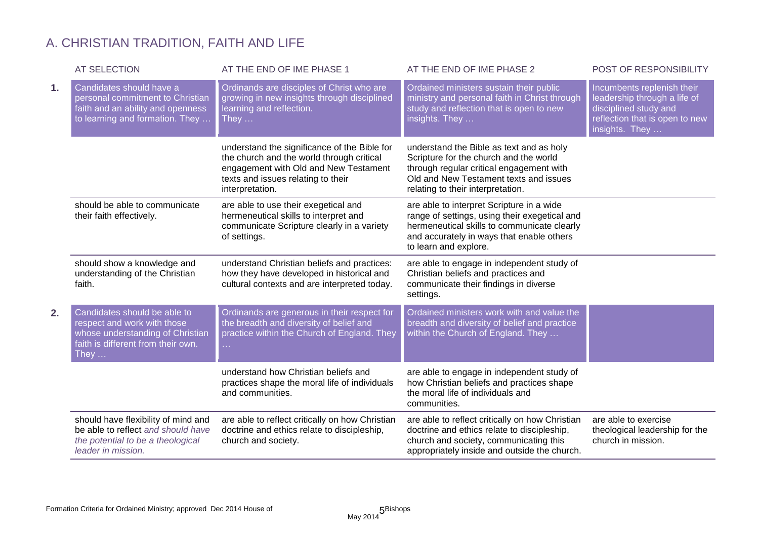# A. CHRISTIAN TRADITION, FAITH AND LIFE

| | AT SELECTION | AT THE END OF IME PHASE 1 | AT THE END OF IME PHASE 2 | POST OF RESPONSIBILITY |
|---|---|---|---|---|
| **1.** | Candidates should have a personal commitment to Christian faith and an ability and openness to learning and formation. They … | Ordinands are disciples of Christ who are growing in new insights through disciplined learning and reflection. They … | Ordained ministers sustain their public ministry and personal faith in Christ through study and reflection that is open to new insights. They … | Incumbents replenish their leadership through a life of disciplined study and reflection that is open to new insights. They … |
| | | understand the significance of the Bible for the church and the world through critical engagement with Old and New Testament texts and issues relating to their interpretation. | understand the Bible as text and as holy Scripture for the church and the world through regular critical engagement with Old and New Testament texts and issues relating to their interpretation. | |
| | should be able to communicate their faith effectively. | are able to use their exegetical and hermeneutical skills to interpret and communicate Scripture clearly in a variety of settings. | are able to interpret Scripture in a wide range of settings, using their exegetical and hermeneutical skills to communicate clearly and accurately in ways that enable others to learn and explore. | |
| | should show a knowledge and understanding of the Christian faith. | understand Christian beliefs and practices: how they have developed in historical and cultural contexts and are interpreted today. | are able to engage in independent study of Christian beliefs and practices and communicate their findings in diverse settings. | |
| **2.** | Candidates should be able to respect and work with those whose understanding of Christian faith is different from their own. They … | Ordinands are generous in their respect for the breadth and diversity of belief and practice within the Church of England. They … | Ordained ministers work with and value the breadth and diversity of belief and practice within the Church of England. They … | |
| | | understand how Christian beliefs and practices shape the moral life of individuals and communities. | are able to engage in independent study of how Christian beliefs and practices shape the moral life of individuals and communities. | |
| | should have flexibility of mind and be able to reflect *and should have the potential to be a theological leader in mission.* | are able to reflect critically on how Christian doctrine and ethics relate to discipleship, church and society. | are able to reflect critically on how Christian doctrine and ethics relate to discipleship, church and society, communicating this appropriately inside and outside the church. | are able to exercise theological leadership for the church in mission. |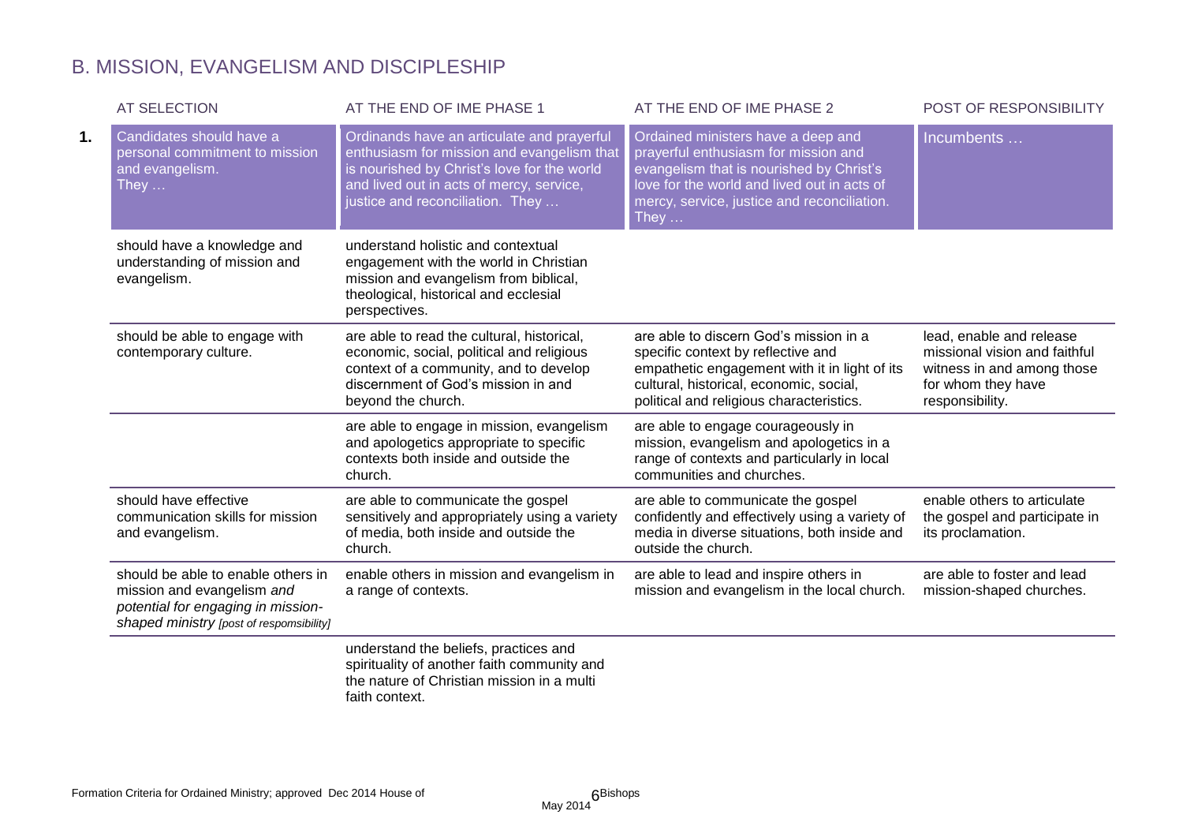## B. MISSION, EVANGELISM AND DISCIPLESHIP

| | AT SELECTION | AT THE END OF IME PHASE 1 | AT THE END OF IME PHASE 2 | POST OF RESPONSIBILITY |
|---|---|---|---|---|
| **1.** | Candidates should have a personal commitment to mission and evangelism. They … | Ordinands have an articulate and prayerful enthusiasm for mission and evangelism that is nourished by Christ's love for the world and lived out in acts of mercy, service, justice and reconciliation. They … | Ordained ministers have a deep and prayerful enthusiasm for mission and evangelism that is nourished by Christ's love for the world and lived out in acts of mercy, service, justice and reconciliation. They … | Incumbents … |
| | should have a knowledge and understanding of mission and evangelism. | understand holistic and contextual engagement with the world in Christian mission and evangelism from biblical, theological, historical and ecclesial perspectives. | | |
| | should be able to engage with contemporary culture. | are able to read the cultural, historical, economic, social, political and religious context of a community, and to develop discernment of God's mission in and beyond the church. | are able to discern God's mission in a specific context by reflective and empathetic engagement with it in light of its cultural, historical, economic, social, political and religious characteristics. | lead, enable and release missional vision and faithful witness in and among those for whom they have responsibility. |
| | | are able to engage in mission, evangelism and apologetics appropriate to specific contexts both inside and outside the church. | are able to engage courageously in mission, evangelism and apologetics in a range of contexts and particularly in local communities and churches. | |
| | should have effective communication skills for mission and evangelism. | are able to communicate the gospel sensitively and appropriately using a variety of media, both inside and outside the church. | are able to communicate the gospel confidently and effectively using a variety of media in diverse situations, both inside and outside the church. | enable others to articulate the gospel and participate in its proclamation. |
| | should be able to enable others in mission and evangelism *and potential for engaging in mission-shaped ministry* *[post of respomsibility]* | enable others in mission and evangelism in a range of contexts. | are able to lead and inspire others in mission and evangelism in the local church. | are able to foster and lead mission-shaped churches. |
| | | understand the beliefs, practices and spirituality of another faith community and the nature of Christian mission in a multi faith context. | | |

Formation Criteria for Ordained Ministry; approved Dec 2014 House of Bishops May 2014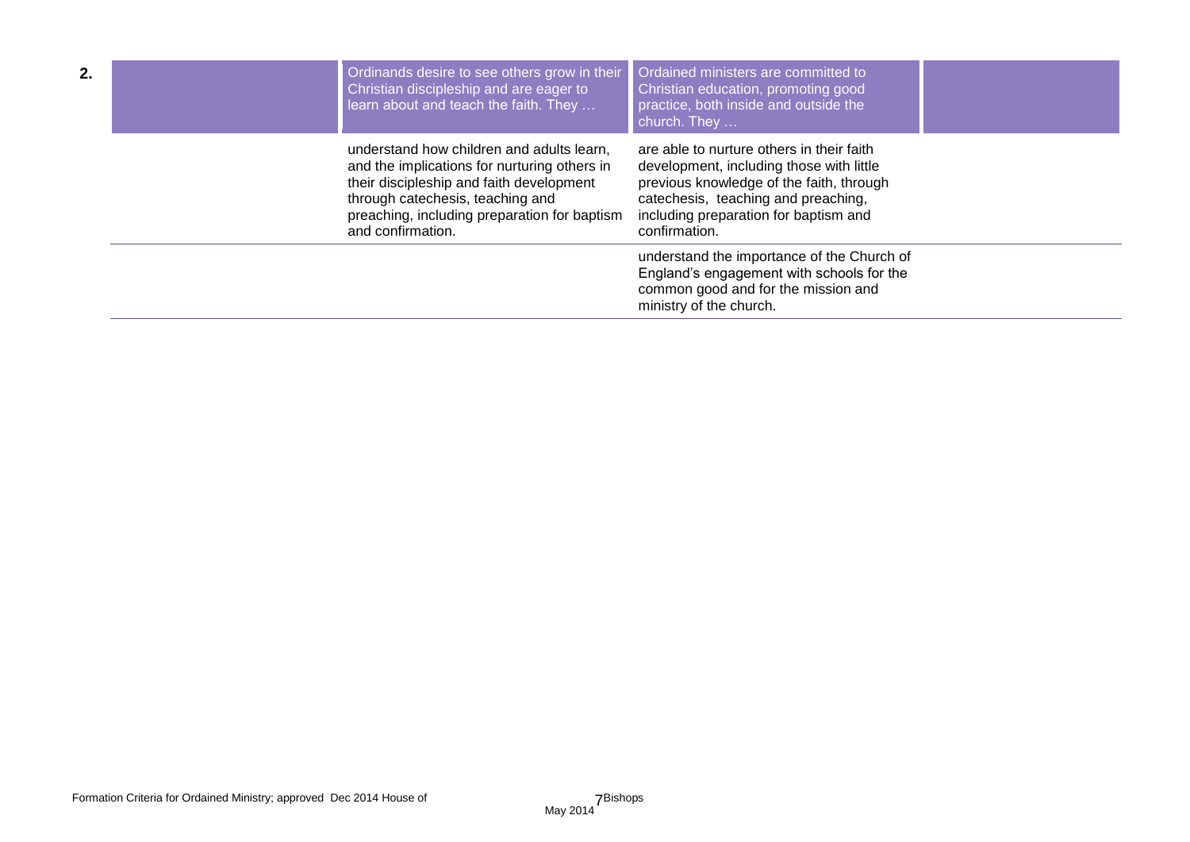| 2. | | Ordinands desire to see others grow in their Christian discipleship and are eager to learn about and teach the faith. They … | Ordained ministers are committed to Christian education, promoting good practice, both inside and outside the church. They … | |
|---|---|---|---|---|
| | | understand how children and adults learn, and the implications for nurturing others in their discipleship and faith development through catechesis, teaching and preaching, including preparation for baptism and confirmation. | are able to nurture others in their faith development, including those with little previous knowledge of the faith, through catechesis, teaching and preaching, including preparation for baptism and confirmation. | |
| | | | understand the importance of the Church of England's engagement with schools for the common good and for the mission and ministry of the church. | |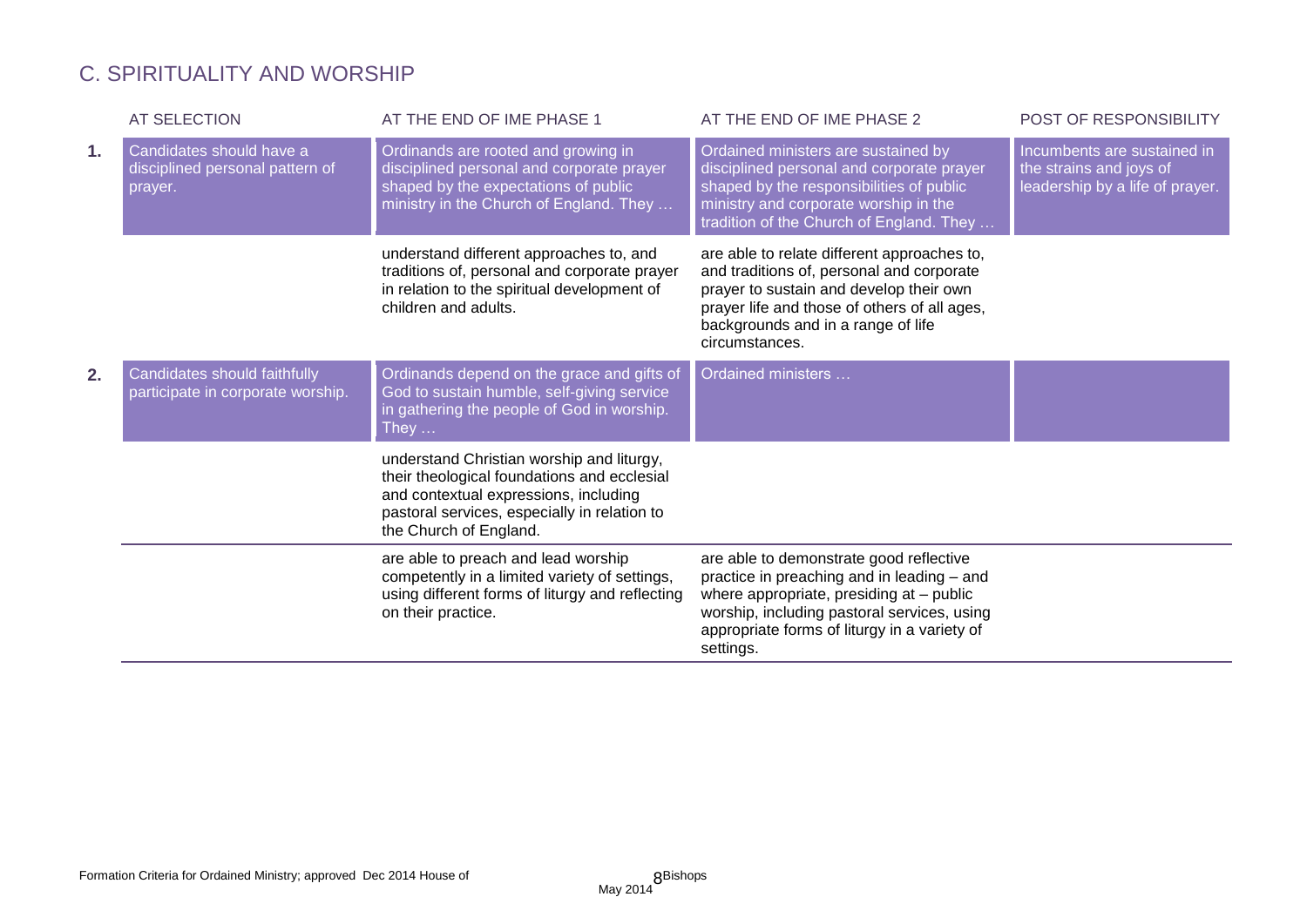# C. SPIRITUALITY AND WORSHIP

| | AT SELECTION | AT THE END OF IME PHASE 1 | AT THE END OF IME PHASE 2 | POST OF RESPONSIBILITY |
|---|---|---|---|---|
| **1.** | Candidates should have a disciplined personal pattern of prayer. | Ordinands are rooted and growing in disciplined personal and corporate prayer shaped by the expectations of public ministry in the Church of England. They … | Ordained ministers are sustained by disciplined personal and corporate prayer shaped by the responsibilities of public ministry and corporate worship in the tradition of the Church of England. They … | Incumbents are sustained in the strains and joys of leadership by a life of prayer. |
| | | understand different approaches to, and traditions of, personal and corporate prayer in relation to the spiritual development of children and adults. | are able to relate different approaches to, and traditions of, personal and corporate prayer to sustain and develop their own prayer life and those of others of all ages, backgrounds and in a range of life circumstances. | |
| **2.** | Candidates should faithfully participate in corporate worship. | Ordinands depend on the grace and gifts of God to sustain humble, self-giving service in gathering the people of God in worship. They … | Ordained ministers … | |
| | | understand Christian worship and liturgy, their theological foundations and ecclesial and contextual expressions, including pastoral services, especially in relation to the Church of England. | | |
| | | are able to preach and lead worship competently in a limited variety of settings, using different forms of liturgy and reflecting on their practice. | are able to demonstrate good reflective practice in preaching and in leading – and where appropriate, presiding at – public worship, including pastoral services, using appropriate forms of liturgy in a variety of settings. | |

Formation Criteria for Ordained Ministry; approved Dec 2014 House of Bishops May 2014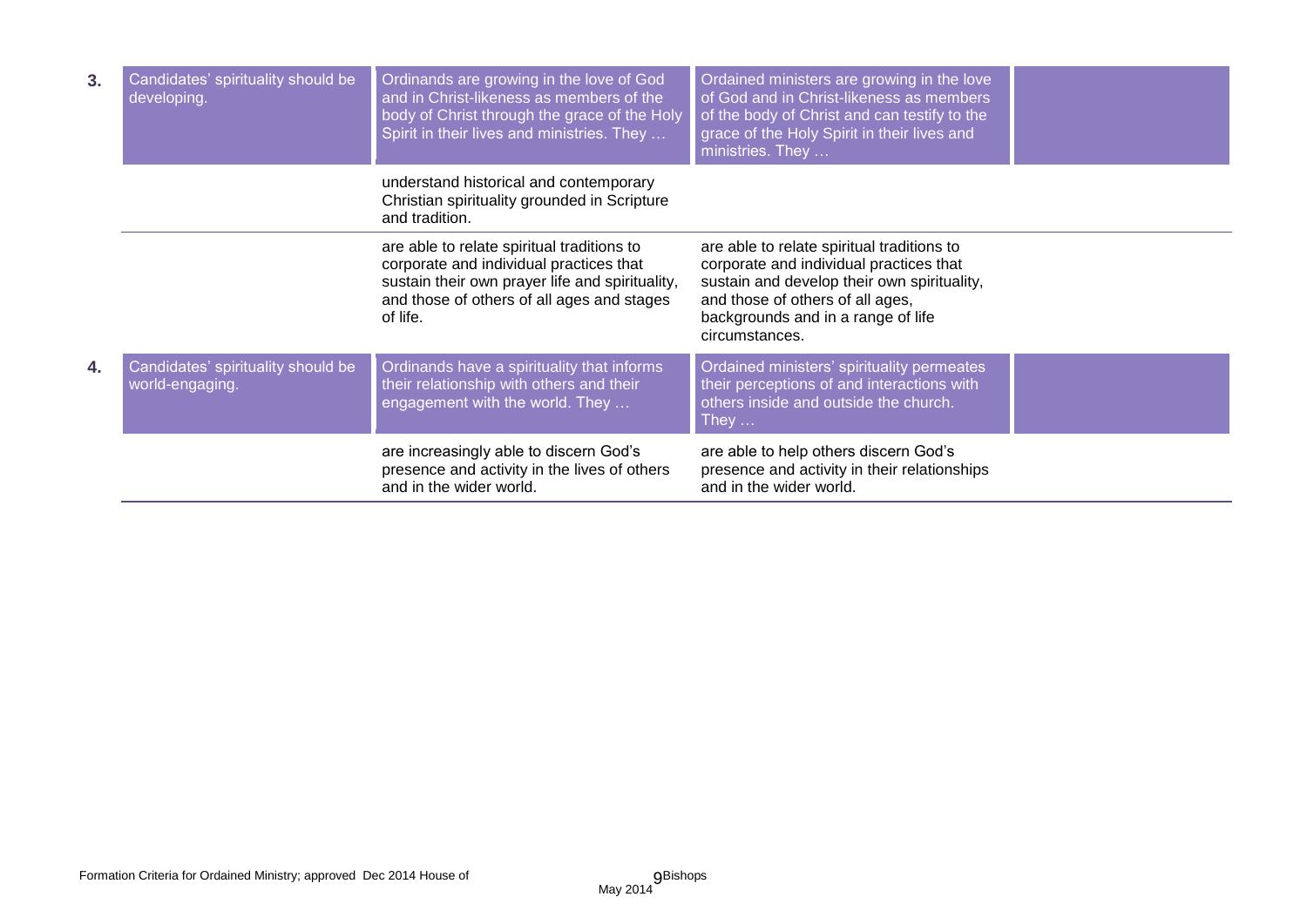| | | | | |
|---|---|---|---|---|
| **3.** | Candidates' spirituality should be developing. | Ordinands are growing in the love of God and in Christ-likeness as members of the body of Christ through the grace of the Holy Spirit in their lives and ministries. They … | Ordained ministers are growing in the love of God and in Christ-likeness as members of the body of Christ and can testify to the grace of the Holy Spirit in their lives and ministries. They … | |
| | | understand historical and contemporary Christian spirituality grounded in Scripture and tradition. | | |
| | | are able to relate spiritual traditions to corporate and individual practices that sustain their own prayer life and spirituality, and those of others of all ages and stages of life. | are able to relate spiritual traditions to corporate and individual practices that sustain and develop their own spirituality, and those of others of all ages, backgrounds and in a range of life circumstances. | |
| **4.** | Candidates' spirituality should be world-engaging. | Ordinands have a spirituality that informs their relationship with others and their engagement with the world. They … | Ordained ministers' spirituality permeates their perceptions of and interactions with others inside and outside the church. They … | |
| | | are increasingly able to discern God's presence and activity in the lives of others and in the wider world. | are able to help others discern God's presence and activity in their relationships and in the wider world. | |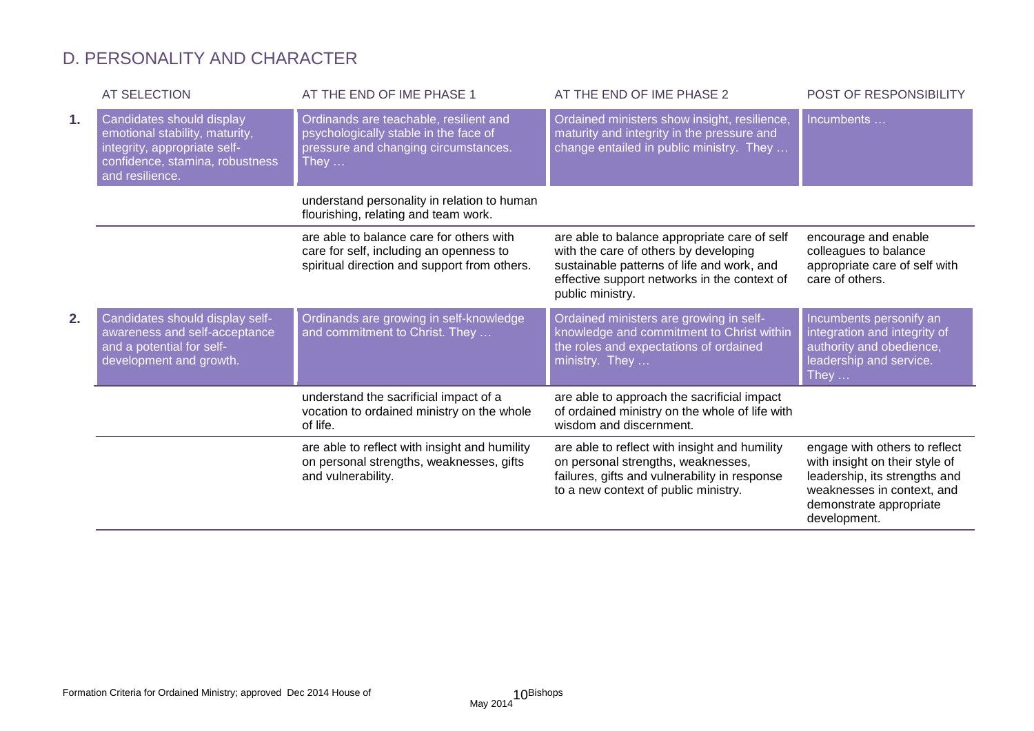## D. PERSONALITY AND CHARACTER

| | AT SELECTION | AT THE END OF IME PHASE 1 | AT THE END OF IME PHASE 2 | POST OF RESPONSIBILITY |
|---|---|---|---|---|
| **1.** | Candidates should display emotional stability, maturity, integrity, appropriate self-confidence, stamina, robustness and resilience. | Ordinands are teachable, resilient and psychologically stable in the face of pressure and changing circumstances. They … | Ordained ministers show insight, resilience, maturity and integrity in the pressure and change entailed in public ministry. They … | Incumbents … |
| | | understand personality in relation to human flourishing, relating and team work. | | |
| | | are able to balance care for others with care for self, including an openness to spiritual direction and support from others. | are able to balance appropriate care of self with the care of others by developing sustainable patterns of life and work, and effective support networks in the context of public ministry. | encourage and enable colleagues to balance appropriate care of self with care of others. |
| **2.** | Candidates should display self-awareness and self-acceptance and a potential for self-development and growth. | Ordinands are growing in self-knowledge and commitment to Christ. They … | Ordained ministers are growing in self-knowledge and commitment to Christ within the roles and expectations of ordained ministry. They … | Incumbents personify an integration and integrity of authority and obedience, leadership and service. They … |
| | | understand the sacrificial impact of a vocation to ordained ministry on the whole of life. | are able to approach the sacrificial impact of ordained ministry on the whole of life with wisdom and discernment. | |
| | | are able to reflect with insight and humility on personal strengths, weaknesses, gifts and vulnerability. | are able to reflect with insight and humility on personal strengths, weaknesses, failures, gifts and vulnerability in response to a new context of public ministry. | engage with others to reflect with insight on their style of leadership, its strengths and weaknesses in context, and demonstrate appropriate development. |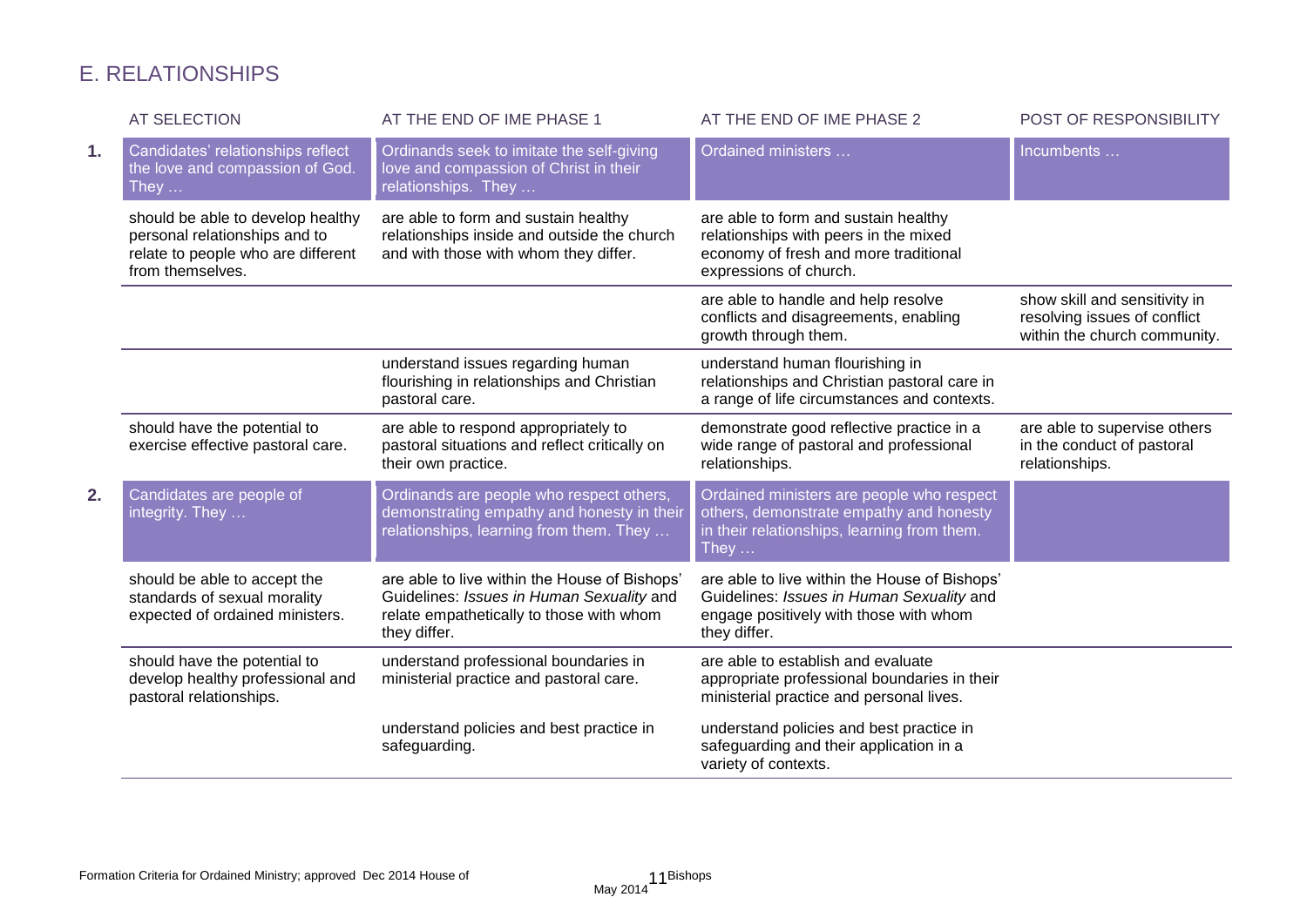# E. RELATIONSHIPS

| | AT SELECTION | AT THE END OF IME PHASE 1 | AT THE END OF IME PHASE 2 | POST OF RESPONSIBILITY |
|---|---|---|---|---|
| **1.** | Candidates' relationships reflect the love and compassion of God. They … | Ordinands seek to imitate the self-giving love and compassion of Christ in their relationships. They … | Ordained ministers … | Incumbents … |
| | should be able to develop healthy personal relationships and to relate to people who are different from themselves. | are able to form and sustain healthy relationships inside and outside the church and with those with whom they differ. | are able to form and sustain healthy relationships with peers in the mixed economy of fresh and more traditional expressions of church. | |
| | | | are able to handle and help resolve conflicts and disagreements, enabling growth through them. | show skill and sensitivity in resolving issues of conflict within the church community. |
| | | understand issues regarding human flourishing in relationships and Christian pastoral care. | understand human flourishing in relationships and Christian pastoral care in a range of life circumstances and contexts. | |
| | should have the potential to exercise effective pastoral care. | are able to respond appropriately to pastoral situations and reflect critically on their own practice. | demonstrate good reflective practice in a wide range of pastoral and professional relationships. | are able to supervise others in the conduct of pastoral relationships. |
| **2.** | Candidates are people of integrity. They … | Ordinands are people who respect others, demonstrating empathy and honesty in their relationships, learning from them. They … | Ordained ministers are people who respect others, demonstrate empathy and honesty in their relationships, learning from them. They … | |
| | should be able to accept the standards of sexual morality expected of ordained ministers. | are able to live within the House of Bishops' Guidelines: *Issues in Human Sexuality* and relate empathetically to those with whom they differ. | are able to live within the House of Bishops' Guidelines: *Issues in Human Sexuality* and engage positively with those with whom they differ. | |
| | should have the potential to develop healthy professional and pastoral relationships. | understand professional boundaries in ministerial practice and pastoral care. | are able to establish and evaluate appropriate professional boundaries in their ministerial practice and personal lives. | |
| | | understand policies and best practice in safeguarding. | understand policies and best practice in safeguarding and their application in a variety of contexts. | |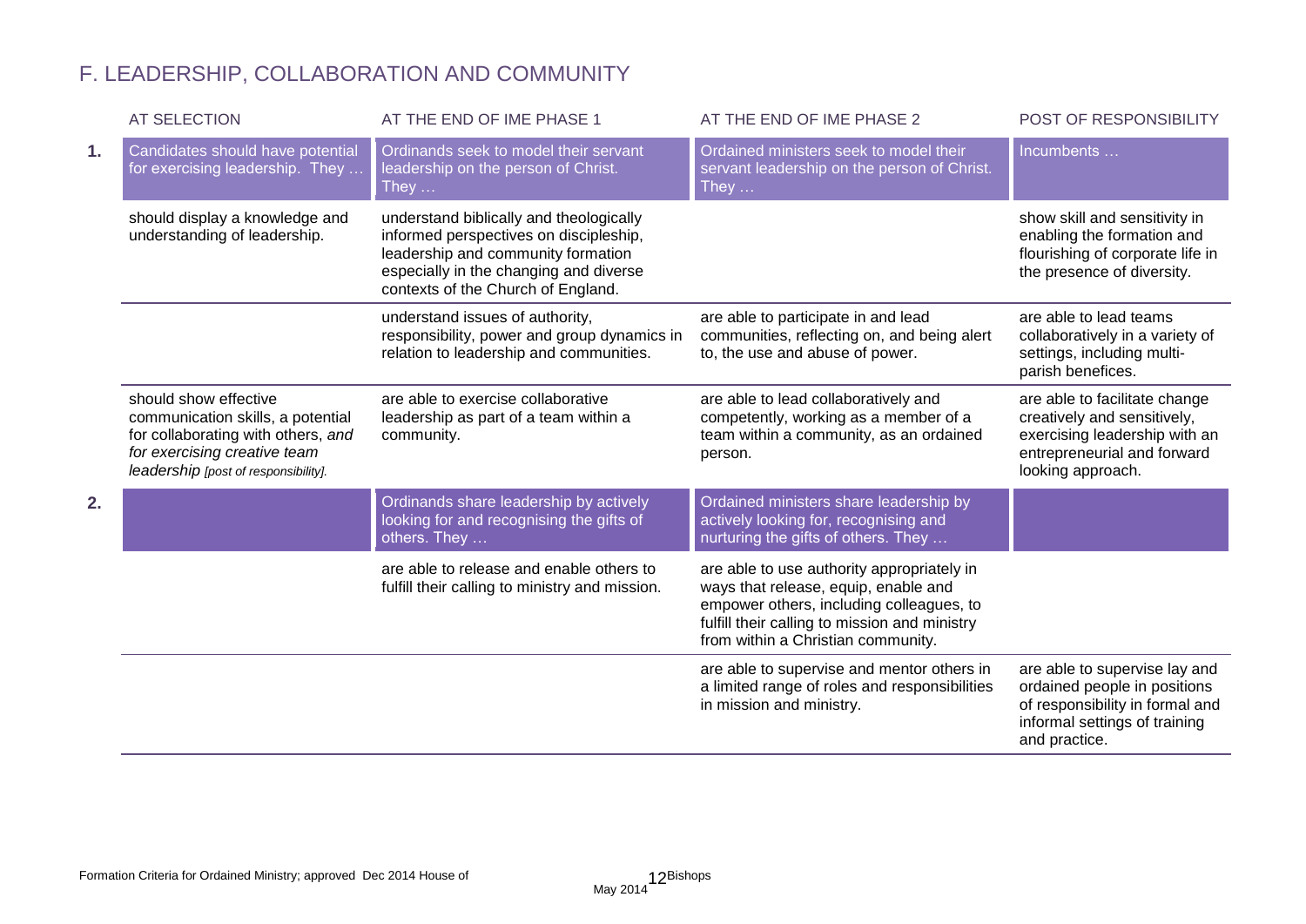# F. LEADERSHIP, COLLABORATION AND COMMUNITY

| | AT SELECTION | AT THE END OF IME PHASE 1 | AT THE END OF IME PHASE 2 | POST OF RESPONSIBILITY |
|---|---|---|---|---|
| **1.** | Candidates should have potential for exercising leadership. They … | Ordinands seek to model their servant leadership on the person of Christ. They … | Ordained ministers seek to model their servant leadership on the person of Christ. They … | Incumbents … |
| | should display a knowledge and understanding of leadership. | understand biblically and theologically informed perspectives on discipleship, leadership and community formation especially in the changing and diverse contexts of the Church of England. | | show skill and sensitivity in enabling the formation and flourishing of corporate life in the presence of diversity. |
| | | understand issues of authority, responsibility, power and group dynamics in relation to leadership and communities. | are able to participate in and lead communities, reflecting on, and being alert to, the use and abuse of power. | are able to lead teams collaboratively in a variety of settings, including multi-parish benefices. |
| | should show effective communication skills, a potential for collaborating with others, *and for exercising creative team leadership [post of responsibility].* | are able to exercise collaborative leadership as part of a team within a community. | are able to lead collaboratively and competently, working as a member of a team within a community, as an ordained person. | are able to facilitate change creatively and sensitively, exercising leadership with an entrepreneurial and forward looking approach. |
| **2.** | | Ordinands share leadership by actively looking for and recognising the gifts of others. They … | Ordained ministers share leadership by actively looking for, recognising and nurturing the gifts of others. They … | |
| | | are able to release and enable others to fulfill their calling to ministry and mission. | are able to use authority appropriately in ways that release, equip, enable and empower others, including colleagues, to fulfill their calling to mission and ministry from within a Christian community. | |
| | | | are able to supervise and mentor others in a limited range of roles and responsibilities in mission and ministry. | are able to supervise lay and ordained people in positions of responsibility in formal and informal settings of training and practice. |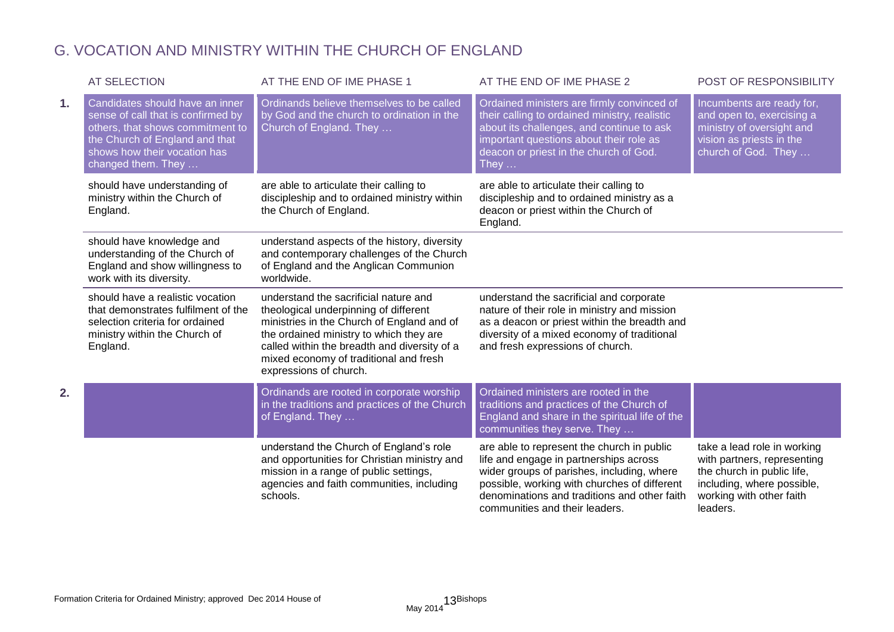## G. VOCATION AND MINISTRY WITHIN THE CHURCH OF ENGLAND

| | AT SELECTION | AT THE END OF IME PHASE 1 | AT THE END OF IME PHASE 2 | POST OF RESPONSIBILITY |
|---|---|---|---|---|
| **1.** | Candidates should have an inner sense of call that is confirmed by others, that shows commitment to the Church of England and that shows how their vocation has changed them. They … | Ordinands believe themselves to be called by God and the church to ordination in the Church of England. They … | Ordained ministers are firmly convinced of their calling to ordained ministry, realistic about its challenges, and continue to ask important questions about their role as deacon or priest in the church of God. They … | Incumbents are ready for, and open to, exercising a ministry of oversight and vision as priests in the church of God. They … |
| | should have understanding of ministry within the Church of England. | are able to articulate their calling to discipleship and to ordained ministry within the Church of England. | are able to articulate their calling to discipleship and to ordained ministry as a deacon or priest within the Church of England. | |
| | should have knowledge and understanding of the Church of England and show willingness to work with its diversity. | understand aspects of the history, diversity and contemporary challenges of the Church of England and the Anglican Communion worldwide. | | |
| | should have a realistic vocation that demonstrates fulfilment of the selection criteria for ordained ministry within the Church of England. | understand the sacrificial nature and theological underpinning of different ministries in the Church of England and of the ordained ministry to which they are called within the breadth and diversity of a mixed economy of traditional and fresh expressions of church. | understand the sacrificial and corporate nature of their role in ministry and mission as a deacon or priest within the breadth and diversity of a mixed economy of traditional and fresh expressions of church. | |
| **2.** | | Ordinands are rooted in corporate worship in the traditions and practices of the Church of England. They … | Ordained ministers are rooted in the traditions and practices of the Church of England and share in the spiritual life of the communities they serve. They … | |
| | | understand the Church of England's role and opportunities for Christian ministry and mission in a range of public settings, agencies and faith communities, including schools. | are able to represent the church in public life and engage in partnerships across wider groups of parishes, including, where possible, working with churches of different denominations and traditions and other faith communities and their leaders. | take a lead role in working with partners, representing the church in public life, including, where possible, working with other faith leaders. |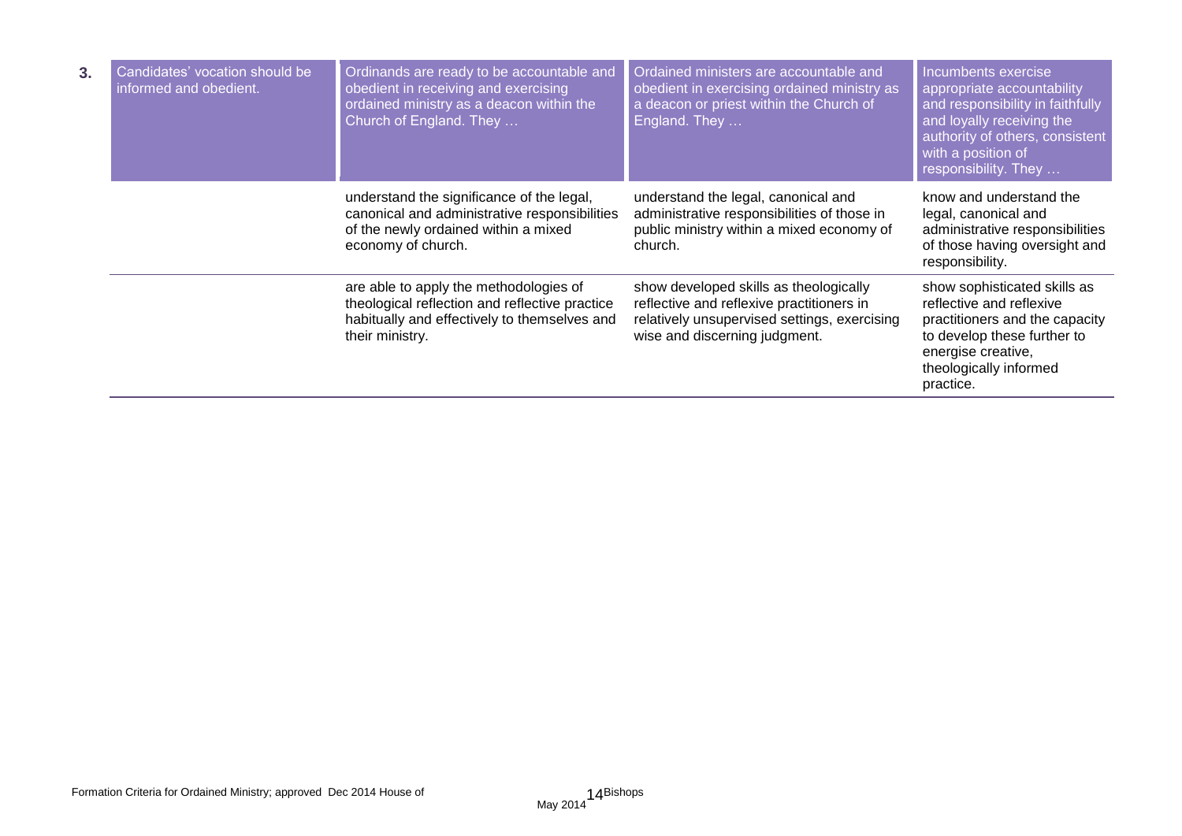| 3. | Candidates' vocation should be informed and obedient. | Ordinands are ready to be accountable and obedient in receiving and exercising ordained ministry as a deacon within the Church of England. They … | Ordained ministers are accountable and obedient in exercising ordained ministry as a deacon or priest within the Church of England. They … | Incumbents exercise appropriate accountability and responsibility in faithfully and loyally receiving the authority of others, consistent with a position of responsibility. They … |
|---|---|---|---|---|
| | | understand the significance of the legal, canonical and administrative responsibilities of the newly ordained within a mixed economy of church. | understand the legal, canonical and administrative responsibilities of those in public ministry within a mixed economy of church. | know and understand the legal, canonical and administrative responsibilities of those having oversight and responsibility. |
| | | are able to apply the methodologies of theological reflection and reflective practice habitually and effectively to themselves and their ministry. | show developed skills as theologically reflective and reflexive practitioners in relatively unsupervised settings, exercising wise and discerning judgment. | show sophisticated skills as reflective and reflexive practitioners and the capacity to develop these further to energise creative, theologically informed practice. |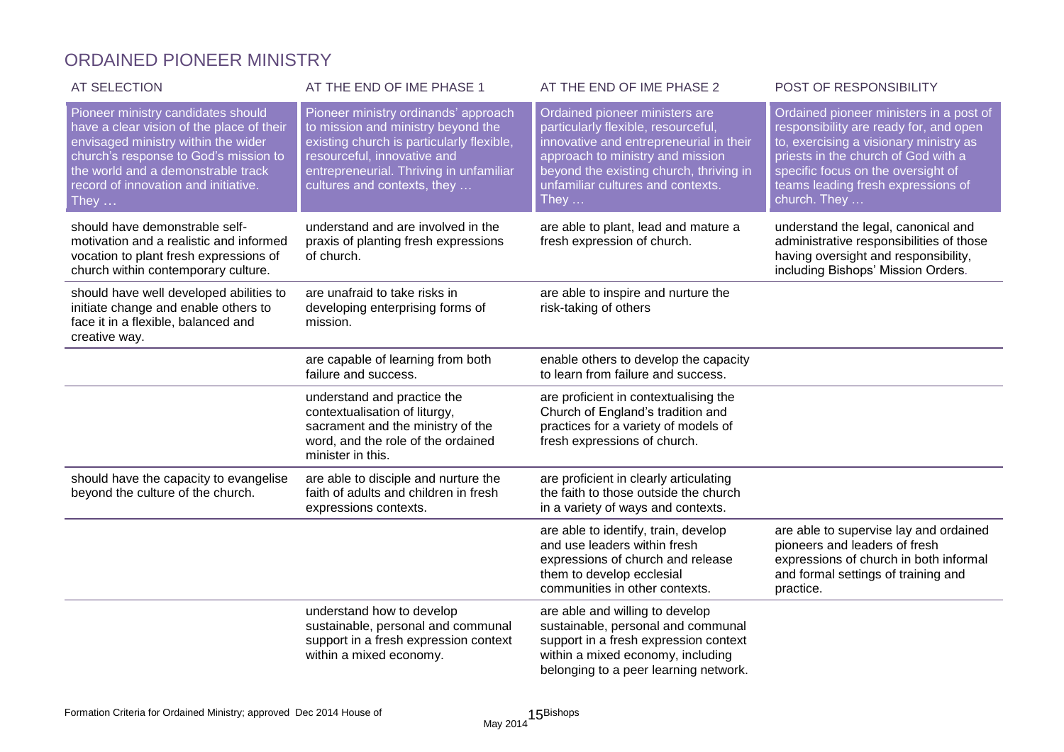## ORDAINED PIONEER MINISTRY

| AT SELECTION | AT THE END OF IME PHASE 1 | AT THE END OF IME PHASE 2 | POST OF RESPONSIBILITY |
|---|---|---|---|
| Pioneer ministry candidates should have a clear vision of the place of their envisaged ministry within the wider church's response to God's mission to the world and a demonstrable track record of innovation and initiative. They … | Pioneer ministry ordinands' approach to mission and ministry beyond the existing church is particularly flexible, resourceful, innovative and entrepreneurial. Thriving in unfamiliar cultures and contexts, they … | Ordained pioneer ministers are particularly flexible, resourceful, innovative and entrepreneurial in their approach to ministry and mission beyond the existing church, thriving in unfamiliar cultures and contexts. They … | Ordained pioneer ministers in a post of responsibility are ready for, and open to, exercising a visionary ministry as priests in the church of God with a specific focus on the oversight of teams leading fresh expressions of church. They … |
| should have demonstrable self-motivation and a realistic and informed vocation to plant fresh expressions of church within contemporary culture. | understand and are involved in the praxis of planting fresh expressions of church. | are able to plant, lead and mature a fresh expression of church. | understand the legal, canonical and administrative responsibilities of those having oversight and responsibility, including Bishops' Mission Orders. |
| should have well developed abilities to initiate change and enable others to face it in a flexible, balanced and creative way. | are unafraid to take risks in developing enterprising forms of mission. | are able to inspire and nurture the risk-taking of others | |
| | are capable of learning from both failure and success. | enable others to develop the capacity to learn from failure and success. | |
| | understand and practice the contextualisation of liturgy, sacrament and the ministry of the word, and the role of the ordained minister in this. | are proficient in contextualising the Church of England's tradition and practices for a variety of models of fresh expressions of church. | |
| should have the capacity to evangelise beyond the culture of the church. | are able to disciple and nurture the faith of adults and children in fresh expressions contexts. | are proficient in clearly articulating the faith to those outside the church in a variety of ways and contexts. | |
| | | are able to identify, train, develop and use leaders within fresh expressions of church and release them to develop ecclesial communities in other contexts. | are able to supervise lay and ordained pioneers and leaders of fresh expressions of church in both informal and formal settings of training and practice. |
| | understand how to develop sustainable, personal and communal support in a fresh expression context within a mixed economy. | are able and willing to develop sustainable, personal and communal support in a fresh expression context within a mixed economy, including belonging to a peer learning network. | |